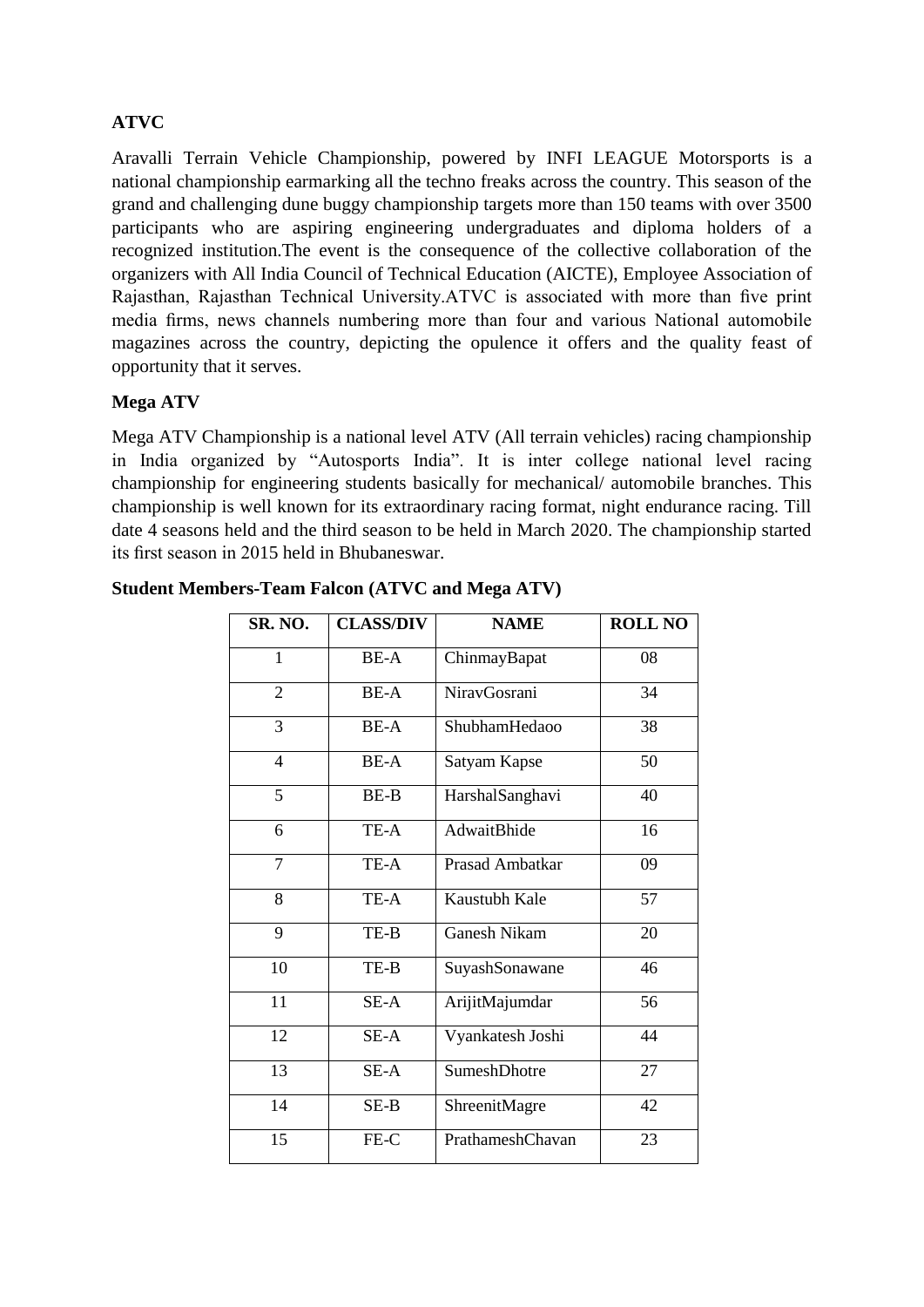**ATVC**

Aravalli Terrain Vehicle Championship, powered by INFI LEAGUE Motorsports is a national championship earmarking all the techno freaks across the country. This season of the grand and challenging dune buggy championship targets more than 150 teams with over 3500 participants who are aspiring engineering undergraduates and diploma holders of a recognized institution.The event is the consequence of the collective collaboration of the organizers with All India Council of Technical Education (AICTE), Employee Association of Rajasthan, Rajasthan Technical University.ATVC is associated with more than five print media firms, news channels numbering more than four and various National automobile magazines across the country, depicting the opulence it offers and the quality feast of opportunity that it serves.

**Mega ATV**

Mega ATV Championship is a national level ATV (All terrain vehicles) racing championship in India organized by “Autosports India”. It is inter college national level racing championship for engineering students basically for mechanical/ automobile branches. This championship is well known for its extraordinary racing format, night endurance racing. Till date 4 seasons held and the third season to be held in March 2020. The championship started its first season in 2015 held in Bhubaneswar.

**Student Members-Team Falcon (ATVC and Mega ATV)**

| SR. NO. | CLASS/DIV | NAME | ROLL NO |
|---|---|---|---|
| 1 | BE-A | ChinmayBapat | 08 |
| 2 | BE-A | NiravGosrani | 34 |
| 3 | BE-A | ShubhamHedaoo | 38 |
| 4 | BE-A | Satyam Kapse | 50 |
| 5 | BE-B | HarshalSanghavi | 40 |
| 6 | TE-A | AdwaitBhide | 16 |
| 7 | TE-A | Prasad Ambatkar | 09 |
| 8 | TE-A | Kaustubh Kale | 57 |
| 9 | TE-B | Ganesh Nikam | 20 |
| 10 | TE-B | SuyashSonawane | 46 |
| 11 | SE-A | ArijitMajumdar | 56 |
| 12 | SE-A | Vyankatesh Joshi | 44 |
| 13 | SE-A | SumeshDhotre | 27 |
| 14 | SE-B | ShreenitMagre | 42 |
| 15 | FE-C | PrathameshChavan | 23 |